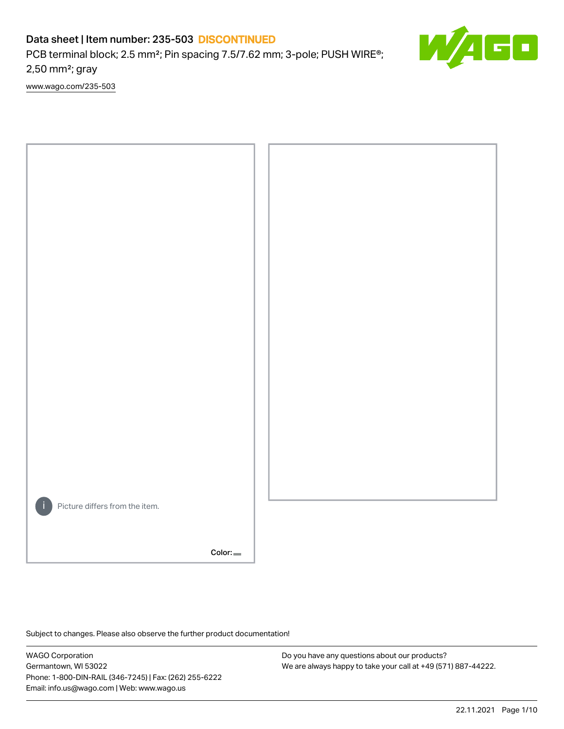# Data sheet | Item number: 235-503 DISCONTINUED

PCB terminal block; 2.5 mm²; Pin spacing 7.5/7.62 mm; 3-pole; PUSH WIRE®; 2,50 mm²; gray

www.wago.com/235-503

Picture differs from the item.

Color:

Subject to changes. Please also observe the further product documentation!

WAGO Corporation
Germantown, WI 53022
Phone: 1-800-DIN-RAIL (346-7245) | Fax: (262) 255-6222
Email: info.us@wago.com | Web: www.wago.us

Do you have any questions about our products?
We are always happy to take your call at +49 (571) 887-44222.

22.11.2021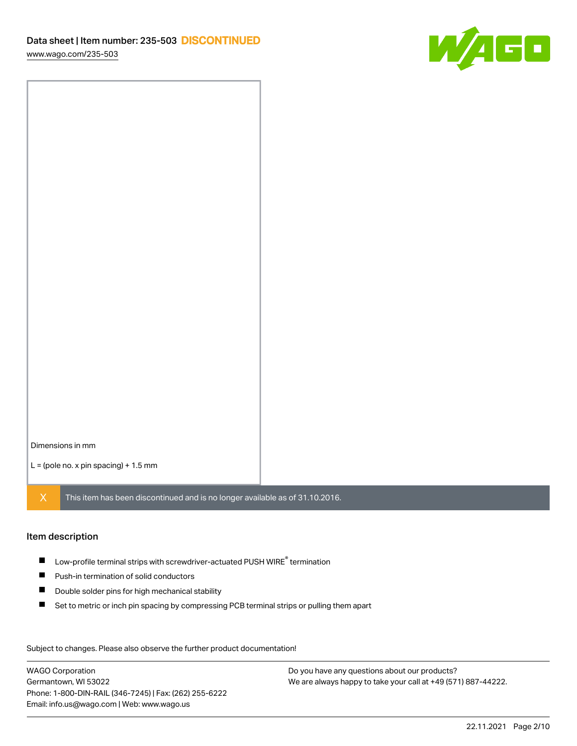Dimensions in mm

L = (pole no. x pin spacing) + 1.5 mm

X This item has been discontinued and is no longer available as of 31.10.2016.

## Item description

- Low-profile terminal strips with screwdriver-actuated PUSH WIRE® termination
- Push-in termination of solid conductors
- Double solder pins for high mechanical stability
- Set to metric or inch pin spacing by compressing PCB terminal strips or pulling them apart

Subject to changes. Please also observe the further product documentation!

WAGO Corporation
Germantown, WI 53022
Phone: 1-800-DIN-RAIL (346-7245) | Fax: (262) 255-6222
Email: info.us@wago.com | Web: www.wago.us

Do you have any questions about our products?
We are always happy to take your call at +49 (571) 887-44222.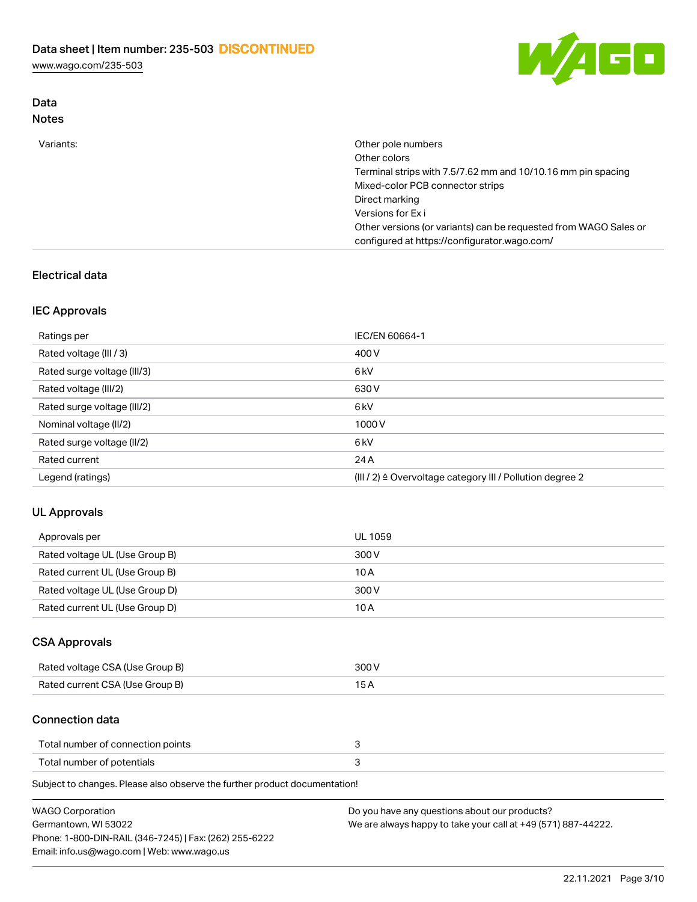## Data

### Notes

| | |
|---|---|
| Variants: | Other pole numbers<br>Other colors<br>Terminal strips with 7.5/7.62 mm and 10/10.16 mm pin spacing<br>Mixed-color PCB connector strips<br>Direct marking<br>Versions for Ex i<br>Other versions (or variants) can be requested from WAGO Sales or configured at https://configurator.wago.com/ |

## Electrical data

### IEC Approvals

| | |
|---|---|
| Ratings per | IEC/EN 60664-1 |
| Rated voltage (III / 3) | 400 V |
| Rated surge voltage (III/3) | 6 kV |
| Rated voltage (III/2) | 630 V |
| Rated surge voltage (III/2) | 6 kV |
| Nominal voltage (II/2) | 1000 V |
| Rated surge voltage (II/2) | 6 kV |
| Rated current | 24 A |
| Legend (ratings) | (III / 2) ≙ Overvoltage category III / Pollution degree 2 |

### UL Approvals

| | |
|---|---|
| Approvals per | UL 1059 |
| Rated voltage UL (Use Group B) | 300 V |
| Rated current UL (Use Group B) | 10 A |
| Rated voltage UL (Use Group D) | 300 V |
| Rated current UL (Use Group D) | 10 A |

### CSA Approvals

| | |
|---|---|
| Rated voltage CSA (Use Group B) | 300 V |
| Rated current CSA (Use Group B) | 15 A |

### Connection data

| | |
|---|---|
| Total number of connection points | 3 |
| Total number of potentials | 3 |

Subject to changes. Please also observe the further product documentation!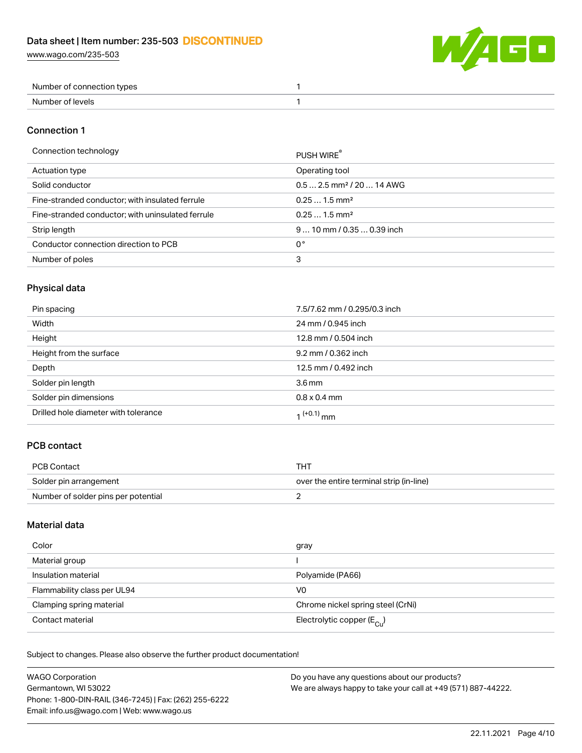| Number of connection types | 1 |
| --- | --- |
| Number of levels | 1 |

### Connection 1

| Connection technology | PUSH WIRE® |
| --- | --- |
| Actuation type | Operating tool |
| Solid conductor | 0.5 … 2.5 mm² / 20 … 14 AWG |
| Fine-stranded conductor; with insulated ferrule | 0.25 … 1.5 mm² |
| Fine-stranded conductor; with uninsulated ferrule | 0.25 … 1.5 mm² |
| Strip length | 9 … 10 mm / 0.35 … 0.39 inch |
| Conductor connection direction to PCB | 0 ° |
| Number of poles | 3 |

### Physical data

| Pin spacing | 7.5/7.62 mm / 0.295/0.3 inch |
| --- | --- |
| Width | 24 mm / 0.945 inch |
| Height | 12.8 mm / 0.504 inch |
| Height from the surface | 9.2 mm / 0.362 inch |
| Depth | 12.5 mm / 0.492 inch |
| Solder pin length | 3.6 mm |
| Solder pin dimensions | 0.8 x 0.4 mm |
| Drilled hole diameter with tolerance | $1^{(+0.1)}$ mm |

### PCB contact

| PCB Contact | THT |
| --- | --- |
| Solder pin arrangement | over the entire terminal strip (in-line) |
| Number of solder pins per potential | 2 |

### Material data

| Color | gray |
| --- | --- |
| Material group | I |
| Insulation material | Polyamide (PA66) |
| Flammability class per UL94 | V0 |
| Clamping spring material | Chrome nickel spring steel (CrNi) |
| Contact material | Electrolytic copper ($E_{Cu}$) |

Subject to changes. Please also observe the further product documentation!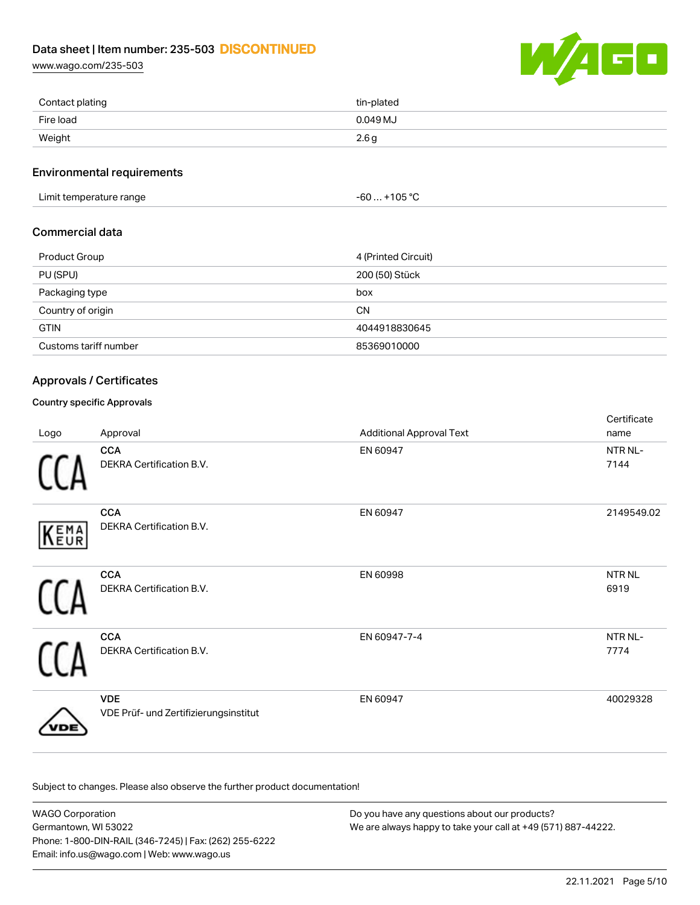| | |
|---|---|
| Contact plating | tin-plated |
| Fire load | 0.049 MJ |
| Weight | 2.6 g |

## Environmental requirements

| | |
|---|---|
| Limit temperature range | -60 … +105 °C |

## Commercial data

| | |
|---|---|
| Product Group | 4 (Printed Circuit) |
| PU (SPU) | 200 (50) Stück |
| Packaging type | box |
| Country of origin | CN |
| GTIN | 4044918830645 |
| Customs tariff number | 85369010000 |

## Approvals / Certificates

### Country specific Approvals

| Logo | Approval | Additional Approval Text | Certificate name |
|---|---|---|---|
| | **CCA** DEKRA Certification B.V. | EN 60947 | NTR NL-7144 |
| | **CCA** DEKRA Certification B.V. | EN 60947 | 2149549.02 |
| | **CCA** DEKRA Certification B.V. | EN 60998 | NTR NL 6919 |
| | **CCA** DEKRA Certification B.V. | EN 60947-7-4 | NTR NL-7774 |
| | **VDE** VDE Prüf- und Zertifizierungsinstitut | EN 60947 | 40029328 |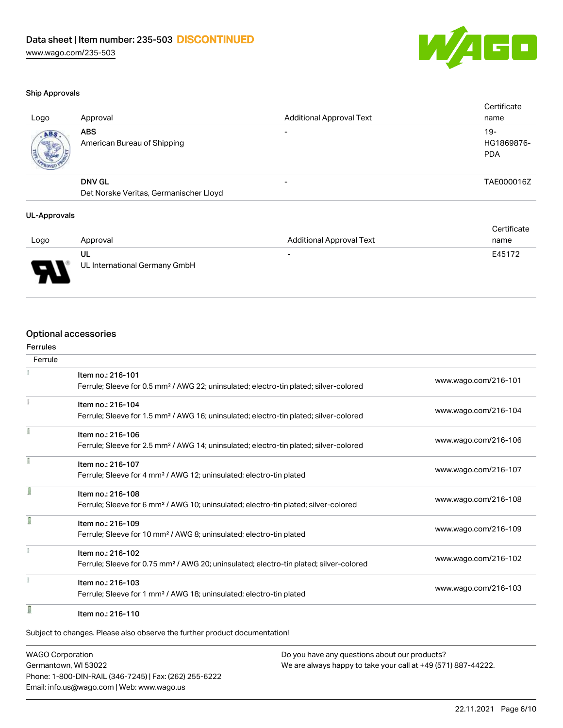### Ship Approvals

| Logo | Approval | Additional Approval Text | Certificate name |
|---|---|---|---|
| | **ABS**<br>American Bureau of Shipping | - | 19-HG1869876-PDA |
| | **DNV GL**<br>Det Norske Veritas, Germanischer Lloyd | - | TAE000016Z |

### UL-Approvals

| Logo | Approval | Additional Approval Text | Certificate name |
|---|---|---|---|
| | **UL**<br>UL International Germany GmbH | - | E45172 |

## Optional accessories

### Ferrules

| Ferrule | | |
|---|---|---|
| | Item no.: 216-101<br>Ferrule; Sleeve for 0.5 mm² / AWG 22; uninsulated; electro-tin plated; silver-colored | www.wago.com/216-101 |
| | Item no.: 216-104<br>Ferrule; Sleeve for 1.5 mm² / AWG 16; uninsulated; electro-tin plated; silver-colored | www.wago.com/216-104 |
| | Item no.: 216-106<br>Ferrule; Sleeve for 2.5 mm² / AWG 14; uninsulated; electro-tin plated; silver-colored | www.wago.com/216-106 |
| | Item no.: 216-107<br>Ferrule; Sleeve for 4 mm² / AWG 12; uninsulated; electro-tin plated | www.wago.com/216-107 |
| | Item no.: 216-108<br>Ferrule; Sleeve for 6 mm² / AWG 10; uninsulated; electro-tin plated; silver-colored | www.wago.com/216-108 |
| | Item no.: 216-109<br>Ferrule; Sleeve for 10 mm² / AWG 8; uninsulated; electro-tin plated | www.wago.com/216-109 |
| | Item no.: 216-102<br>Ferrule; Sleeve for 0.75 mm² / AWG 20; uninsulated; electro-tin plated; silver-colored | www.wago.com/216-102 |
| | Item no.: 216-103<br>Ferrule; Sleeve for 1 mm² / AWG 18; uninsulated; electro-tin plated | www.wago.com/216-103 |
| | Item no.: 216-110 | |

Subject to changes. Please also observe the further product documentation!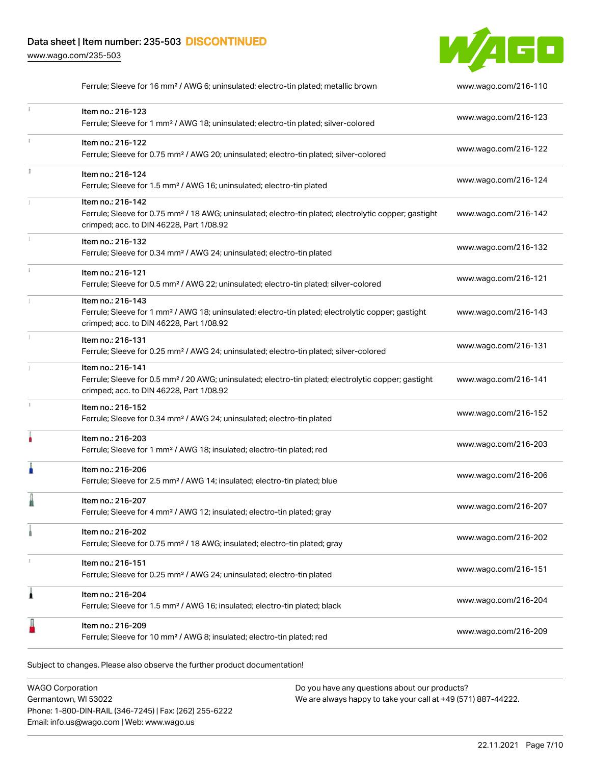| | | |
|---|---|---|
| | Ferrule; Sleeve for 16 mm² / AWG 6; uninsulated; electro-tin plated; metallic brown | www.wago.com/216-110 |
| | Item no.: 216-123<br>Ferrule; Sleeve for 1 mm² / AWG 18; uninsulated; electro-tin plated; silver-colored | www.wago.com/216-123 |
| | Item no.: 216-122<br>Ferrule; Sleeve for 0.75 mm² / AWG 20; uninsulated; electro-tin plated; silver-colored | www.wago.com/216-122 |
| | Item no.: 216-124<br>Ferrule; Sleeve for 1.5 mm² / AWG 16; uninsulated; electro-tin plated | www.wago.com/216-124 |
| | Item no.: 216-142<br>Ferrule; Sleeve for 0.75 mm² / 18 AWG; uninsulated; electro-tin plated; electrolytic copper; gastight crimped; acc. to DIN 46228, Part 1/08.92 | www.wago.com/216-142 |
| | Item no.: 216-132<br>Ferrule; Sleeve for 0.34 mm² / AWG 24; uninsulated; electro-tin plated | www.wago.com/216-132 |
| | Item no.: 216-121<br>Ferrule; Sleeve for 0.5 mm² / AWG 22; uninsulated; electro-tin plated; silver-colored | www.wago.com/216-121 |
| | Item no.: 216-143<br>Ferrule; Sleeve for 1 mm² / AWG 18; uninsulated; electro-tin plated; electrolytic copper; gastight crimped; acc. to DIN 46228, Part 1/08.92 | www.wago.com/216-143 |
| | Item no.: 216-131<br>Ferrule; Sleeve for 0.25 mm² / AWG 24; uninsulated; electro-tin plated; silver-colored | www.wago.com/216-131 |
| | Item no.: 216-141<br>Ferrule; Sleeve for 0.5 mm² / 20 AWG; uninsulated; electro-tin plated; electrolytic copper; gastight crimped; acc. to DIN 46228, Part 1/08.92 | www.wago.com/216-141 |
| | Item no.: 216-152<br>Ferrule; Sleeve for 0.34 mm² / AWG 24; uninsulated; electro-tin plated | www.wago.com/216-152 |
| | Item no.: 216-203<br>Ferrule; Sleeve for 1 mm² / AWG 18; insulated; electro-tin plated; red | www.wago.com/216-203 |
| | Item no.: 216-206<br>Ferrule; Sleeve for 2.5 mm² / AWG 14; insulated; electro-tin plated; blue | www.wago.com/216-206 |
| | Item no.: 216-207<br>Ferrule; Sleeve for 4 mm² / AWG 12; insulated; electro-tin plated; gray | www.wago.com/216-207 |
| | Item no.: 216-202<br>Ferrule; Sleeve for 0.75 mm² / 18 AWG; insulated; electro-tin plated; gray | www.wago.com/216-202 |
| | Item no.: 216-151<br>Ferrule; Sleeve for 0.25 mm² / AWG 24; uninsulated; electro-tin plated | www.wago.com/216-151 |
| | Item no.: 216-204<br>Ferrule; Sleeve for 1.5 mm² / AWG 16; insulated; electro-tin plated; black | www.wago.com/216-204 |
| | Item no.: 216-209<br>Ferrule; Sleeve for 10 mm² / AWG 8; insulated; electro-tin plated; red | www.wago.com/216-209 |

Subject to changes. Please also observe the further product documentation!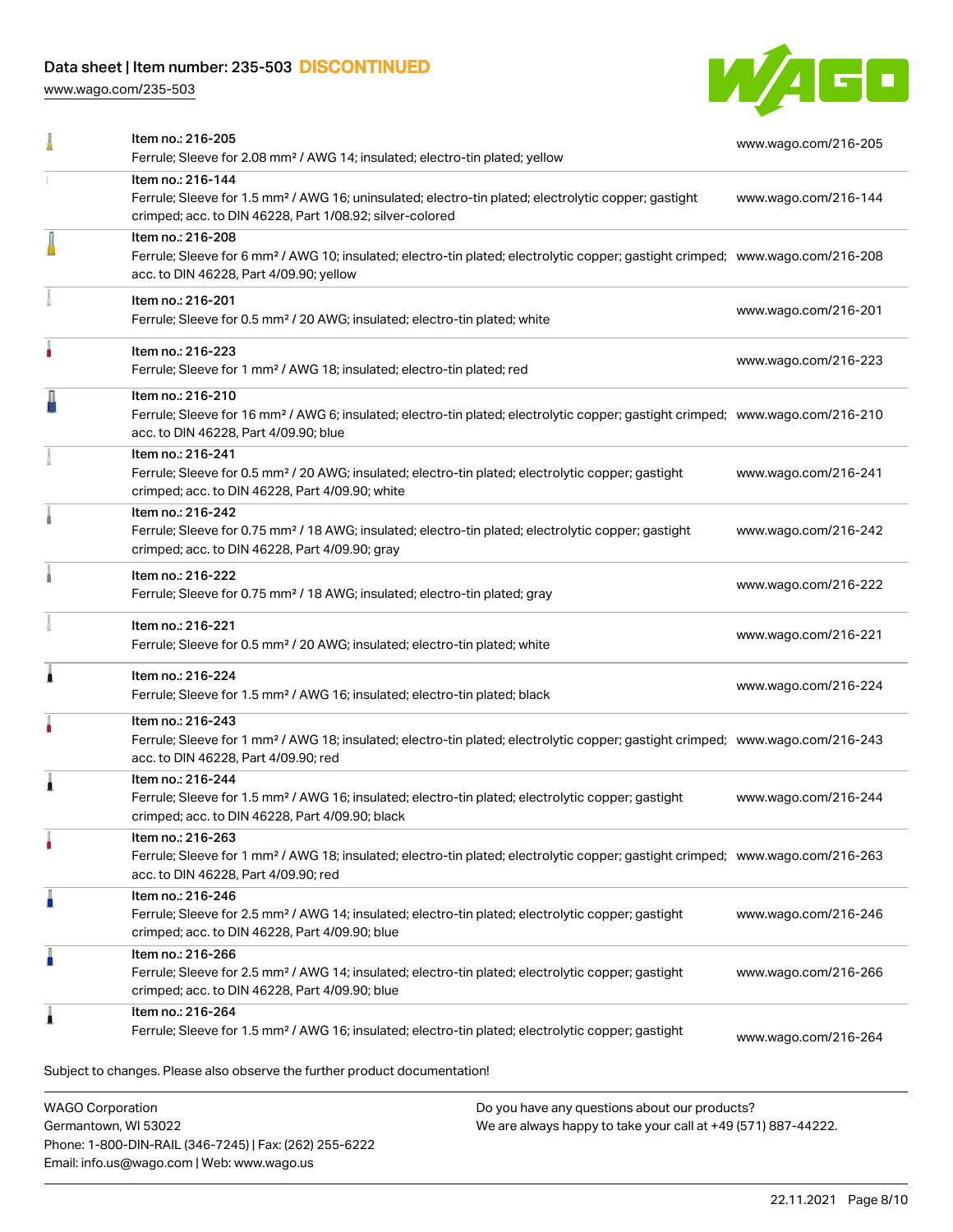| Item | Description | Link |
| --- | --- | --- |
| Item no.: 216-205 | Ferrule; Sleeve for 2.08 mm² / AWG 14; insulated; electro-tin plated; yellow | www.wago.com/216-205 |
| Item no.: 216-144 | Ferrule; Sleeve for 1.5 mm² / AWG 16; uninsulated; electro-tin plated; electrolytic copper; gastight crimped; acc. to DIN 46228, Part 1/08.92; silver-colored | www.wago.com/216-144 |
| Item no.: 216-208 | Ferrule; Sleeve for 6 mm² / AWG 10; insulated; electro-tin plated; electrolytic copper; gastight crimped; acc. to DIN 46228, Part 4/09.90; yellow | www.wago.com/216-208 |
| Item no.: 216-201 | Ferrule; Sleeve for 0.5 mm² / 20 AWG; insulated; electro-tin plated; white | www.wago.com/216-201 |
| Item no.: 216-223 | Ferrule; Sleeve for 1 mm² / AWG 18; insulated; electro-tin plated; red | www.wago.com/216-223 |
| Item no.: 216-210 | Ferrule; Sleeve for 16 mm² / AWG 6; insulated; electro-tin plated; electrolytic copper; gastight crimped; acc. to DIN 46228, Part 4/09.90; blue | www.wago.com/216-210 |
| Item no.: 216-241 | Ferrule; Sleeve for 0.5 mm² / 20 AWG; insulated; electro-tin plated; electrolytic copper; gastight crimped; acc. to DIN 46228, Part 4/09.90; white | www.wago.com/216-241 |
| Item no.: 216-242 | Ferrule; Sleeve for 0.75 mm² / 18 AWG; insulated; electro-tin plated; electrolytic copper; gastight crimped; acc. to DIN 46228, Part 4/09.90; gray | www.wago.com/216-242 |
| Item no.: 216-222 | Ferrule; Sleeve for 0.75 mm² / 18 AWG; insulated; electro-tin plated; gray | www.wago.com/216-222 |
| Item no.: 216-221 | Ferrule; Sleeve for 0.5 mm² / 20 AWG; insulated; electro-tin plated; white | www.wago.com/216-221 |
| Item no.: 216-224 | Ferrule; Sleeve for 1.5 mm² / AWG 16; insulated; electro-tin plated; black | www.wago.com/216-224 |
| Item no.: 216-243 | Ferrule; Sleeve for 1 mm² / AWG 18; insulated; electro-tin plated; electrolytic copper; gastight crimped; acc. to DIN 46228, Part 4/09.90; red | www.wago.com/216-243 |
| Item no.: 216-244 | Ferrule; Sleeve for 1.5 mm² / AWG 16; insulated; electro-tin plated; electrolytic copper; gastight crimped; acc. to DIN 46228, Part 4/09.90; black | www.wago.com/216-244 |
| Item no.: 216-263 | Ferrule; Sleeve for 1 mm² / AWG 18; insulated; electro-tin plated; electrolytic copper; gastight crimped; acc. to DIN 46228, Part 4/09.90; red | www.wago.com/216-263 |
| Item no.: 216-246 | Ferrule; Sleeve for 2.5 mm² / AWG 14; insulated; electro-tin plated; electrolytic copper; gastight crimped; acc. to DIN 46228, Part 4/09.90; blue | www.wago.com/216-246 |
| Item no.: 216-266 | Ferrule; Sleeve for 2.5 mm² / AWG 14; insulated; electro-tin plated; electrolytic copper; gastight crimped; acc. to DIN 46228, Part 4/09.90; blue | www.wago.com/216-266 |
| Item no.: 216-264 | Ferrule; Sleeve for 1.5 mm² / AWG 16; insulated; electro-tin plated; electrolytic copper; gastight | www.wago.com/216-264 |

Subject to changes. Please also observe the further product documentation!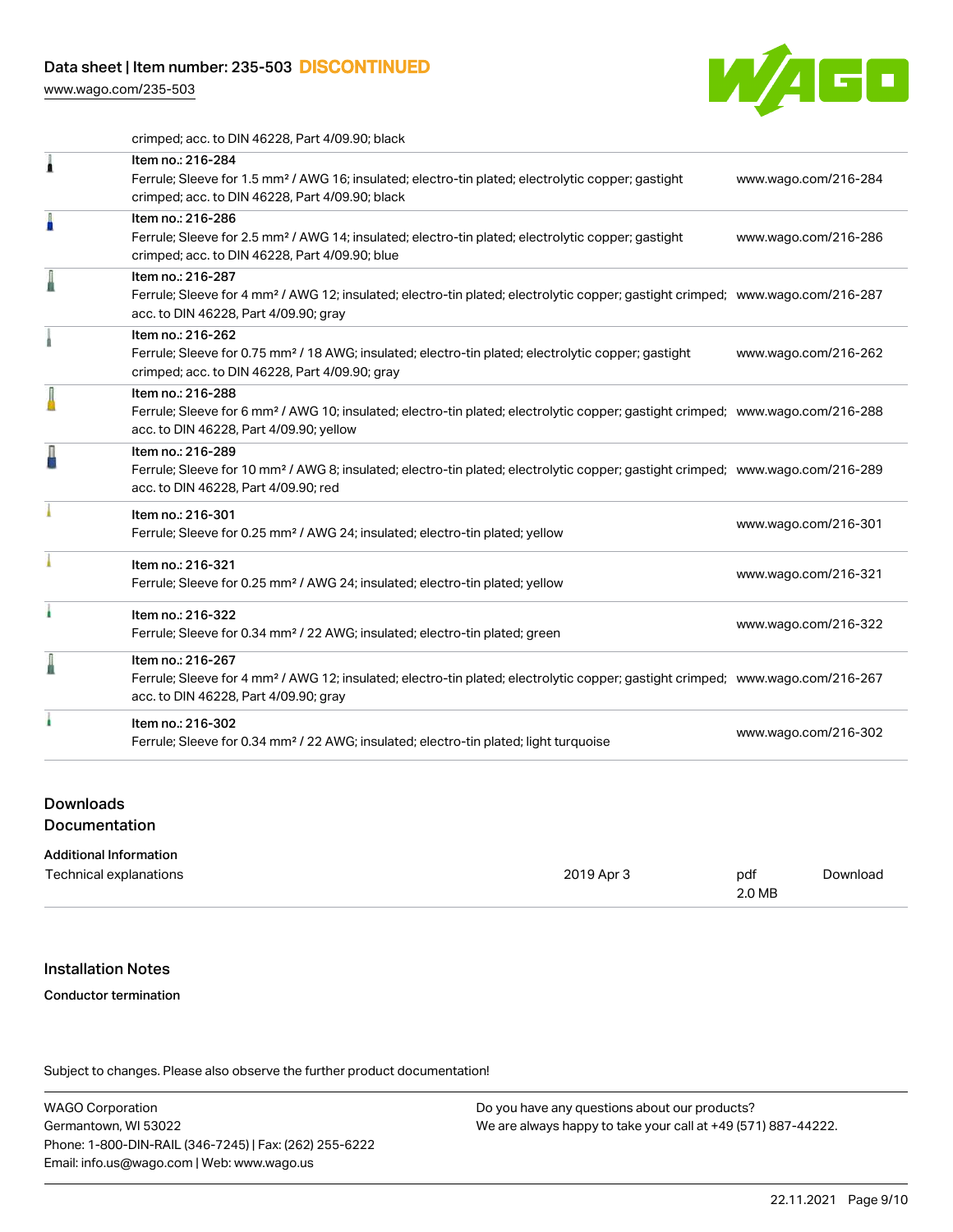crimped; acc. to DIN 46228, Part 4/09.90; black

| | | |
|---|---|---|
| | Item no.: 216-284<br>Ferrule; Sleeve for 1.5 mm² / AWG 16; insulated; electro-tin plated; electrolytic copper; gastight crimped; acc. to DIN 46228, Part 4/09.90; black | www.wago.com/216-284 |
| | Item no.: 216-286<br>Ferrule; Sleeve for 2.5 mm² / AWG 14; insulated; electro-tin plated; electrolytic copper; gastight crimped; acc. to DIN 46228, Part 4/09.90; blue | www.wago.com/216-286 |
| | Item no.: 216-287<br>Ferrule; Sleeve for 4 mm² / AWG 12; insulated; electro-tin plated; electrolytic copper; gastight crimped; acc. to DIN 46228, Part 4/09.90; gray | www.wago.com/216-287 |
| | Item no.: 216-262<br>Ferrule; Sleeve for 0.75 mm² / 18 AWG; insulated; electro-tin plated; electrolytic copper; gastight crimped; acc. to DIN 46228, Part 4/09.90; gray | www.wago.com/216-262 |
| | Item no.: 216-288<br>Ferrule; Sleeve for 6 mm² / AWG 10; insulated; electro-tin plated; electrolytic copper; gastight crimped; acc. to DIN 46228, Part 4/09.90; yellow | www.wago.com/216-288 |
| | Item no.: 216-289<br>Ferrule; Sleeve for 10 mm² / AWG 8; insulated; electro-tin plated; electrolytic copper; gastight crimped; acc. to DIN 46228, Part 4/09.90; red | www.wago.com/216-289 |
| | Item no.: 216-301<br>Ferrule; Sleeve for 0.25 mm² / AWG 24; insulated; electro-tin plated; yellow | www.wago.com/216-301 |
| | Item no.: 216-321<br>Ferrule; Sleeve for 0.25 mm² / AWG 24; insulated; electro-tin plated; yellow | www.wago.com/216-321 |
| | Item no.: 216-322<br>Ferrule; Sleeve for 0.34 mm² / 22 AWG; insulated; electro-tin plated; green | www.wago.com/216-322 |
| | Item no.: 216-267<br>Ferrule; Sleeve for 4 mm² / AWG 12; insulated; electro-tin plated; electrolytic copper; gastight crimped; acc. to DIN 46228, Part 4/09.90; gray | www.wago.com/216-267 |
| | Item no.: 216-302<br>Ferrule; Sleeve for 0.34 mm² / 22 AWG; insulated; electro-tin plated; light turquoise | www.wago.com/216-302 |

## Downloads

### Documentation

**Additional Information**

| | | | |
|---|---|---|---|
| Technical explanations | 2019 Apr 3 | pdf<br>2.0 MB | Download |

## Installation Notes

**Conductor termination**

Subject to changes. Please also observe the further product documentation!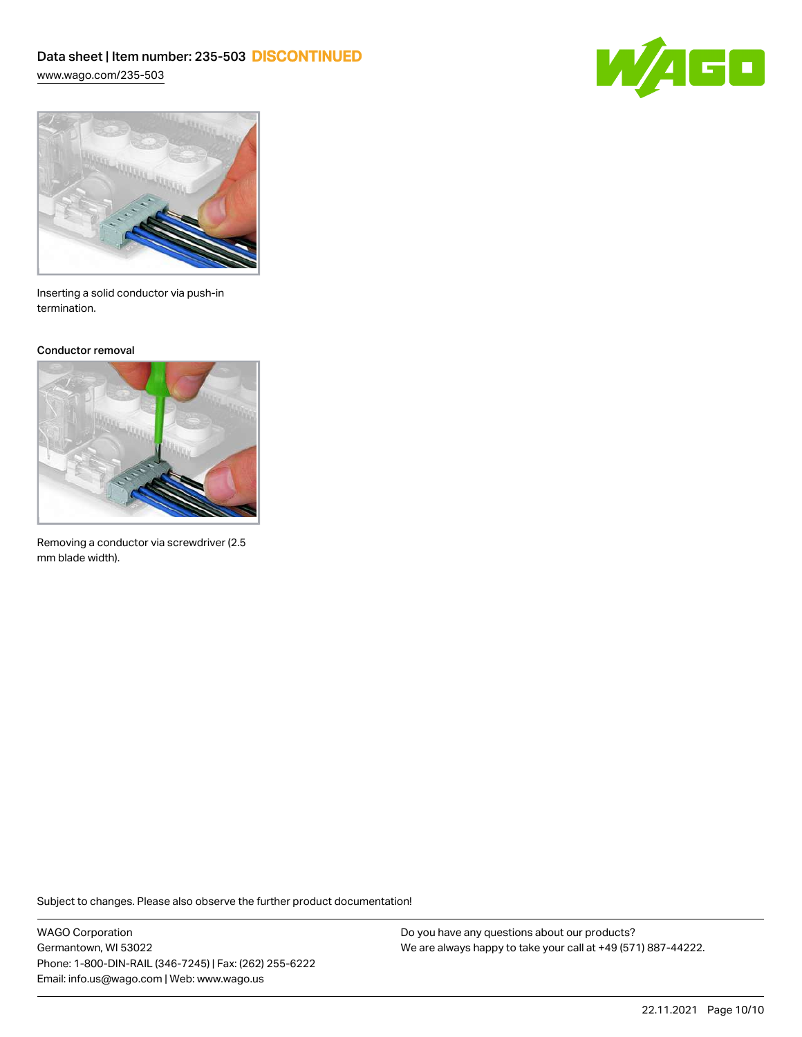Inserting a solid conductor via push-in termination.

Conductor removal

Removing a conductor via screwdriver (2.5 mm blade width).

Subject to changes. Please also observe the further product documentation!

WAGO Corporation
Germantown, WI 53022
Phone: 1-800-DIN-RAIL (346-7245) | Fax: (262) 255-6222
Email: info.us@wago.com | Web: www.wago.us

Do you have any questions about our products?
We are always happy to take your call at +49 (571) 887-44222.